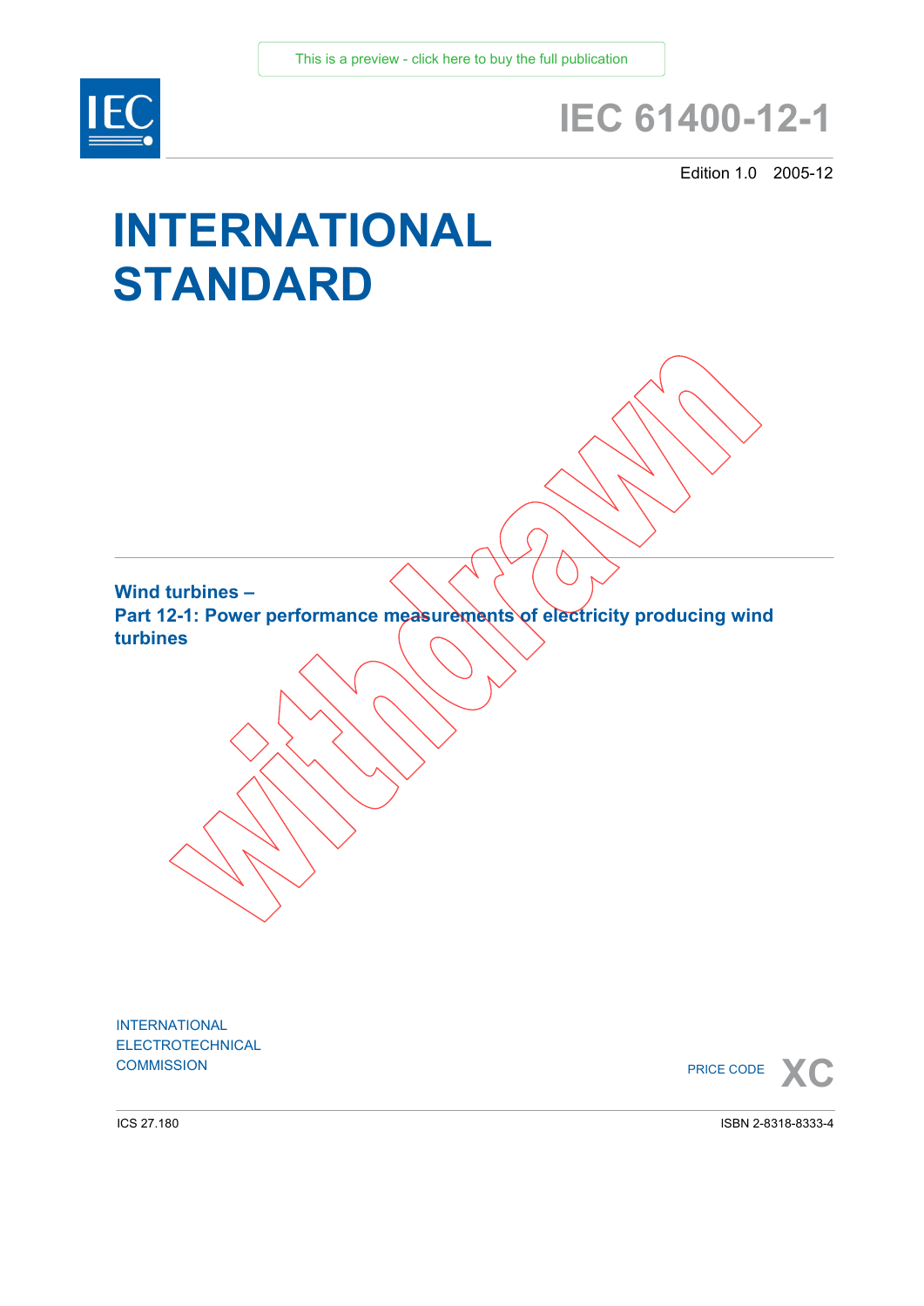This is a preview - click here to buy the full publication

IEC

# IEC 61400-12-1

Edition 1.0 2005-12

# INTERNATIONAL STANDARD

withdrawn

## Wind turbines –
## Part 12-1: Power performance measurements of electricity producing wind turbines

INTERNATIONAL
ELECTROTECHNICAL
COMMISSION

PRICE CODE **XC**

ICS 27.180

ISBN 2-8318-8333-4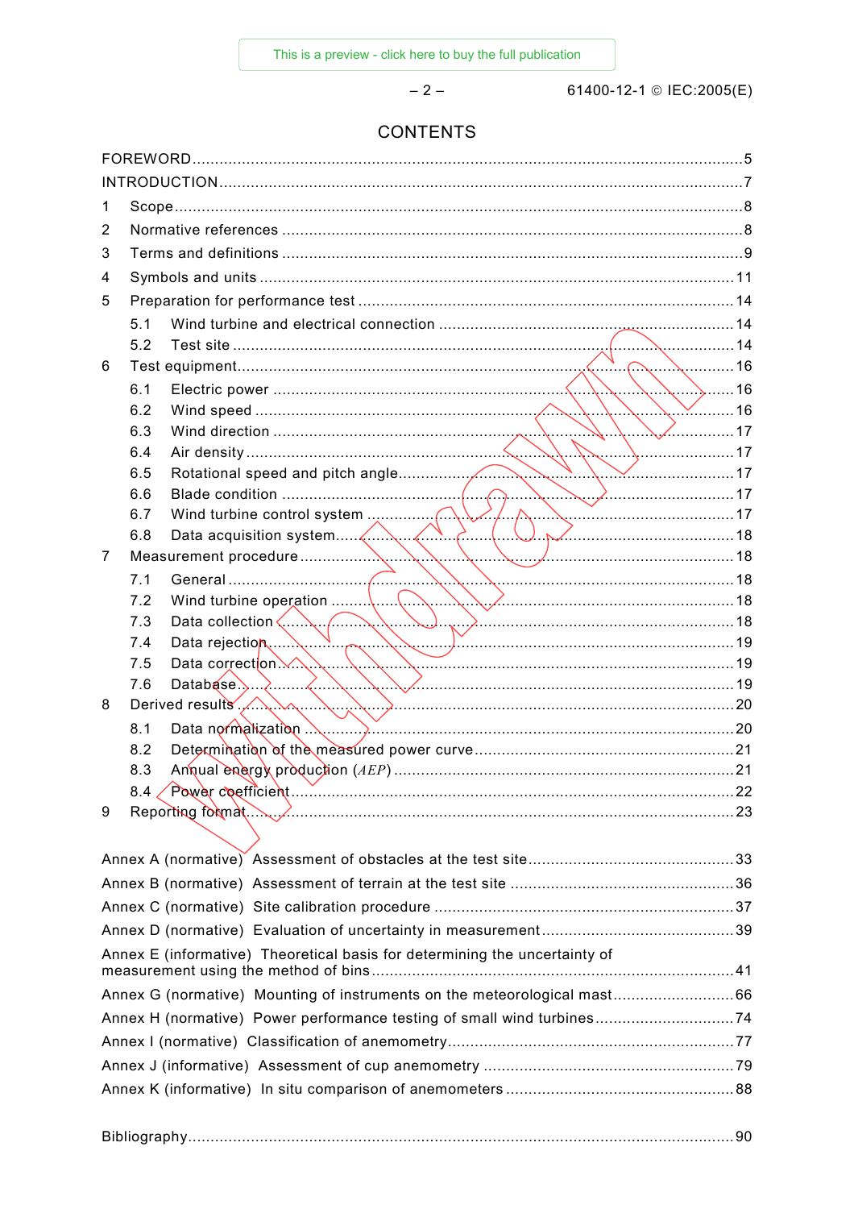# CONTENTS

FOREWORD.....5

INTRODUCTION.....7

1 Scope.....8

2 Normative references.....8

3 Terms and definitions.....9

4 Symbols and units.....11

5 Preparation for performance test.....14

5.1 Wind turbine and electrical connection.....14

5.2 Test site.....14

6 Test equipment.....16

6.1 Electric power.....16

6.2 Wind speed.....16

6.3 Wind direction.....17

6.4 Air density.....17

6.5 Rotational speed and pitch angle.....17

6.6 Blade condition.....17

6.7 Wind turbine control system.....17

6.8 Data acquisition system.....18

7 Measurement procedure.....18

7.1 General.....18

7.2 Wind turbine operation.....18

7.3 Data collection.....18

7.4 Data rejection.....19

7.5 Data correction.....19

7.6 Database.....19

8 Derived results.....20

8.1 Data normalization.....20

8.2 Determination of the measured power curve.....21

8.3 Annual energy production (*AEP*).....21

8.4 Power coefficient.....22

9 Reporting format.....23

Annex A (normative) Assessment of obstacles at the test site.....33

Annex B (normative) Assessment of terrain at the test site.....36

Annex C (normative) Site calibration procedure.....37

Annex D (normative) Evaluation of uncertainty in measurement.....39

Annex E (informative) Theoretical basis for determining the uncertainty of measurement using the method of bins.....41

Annex G (normative) Mounting of instruments on the meteorological mast.....66

Annex H (normative) Power performance testing of small wind turbines.....74

Annex I (normative) Classification of anemometry.....77

Annex J (informative) Assessment of cup anemometry.....79

Annex K (informative) In situ comparison of anemometers.....88

Bibliography.....90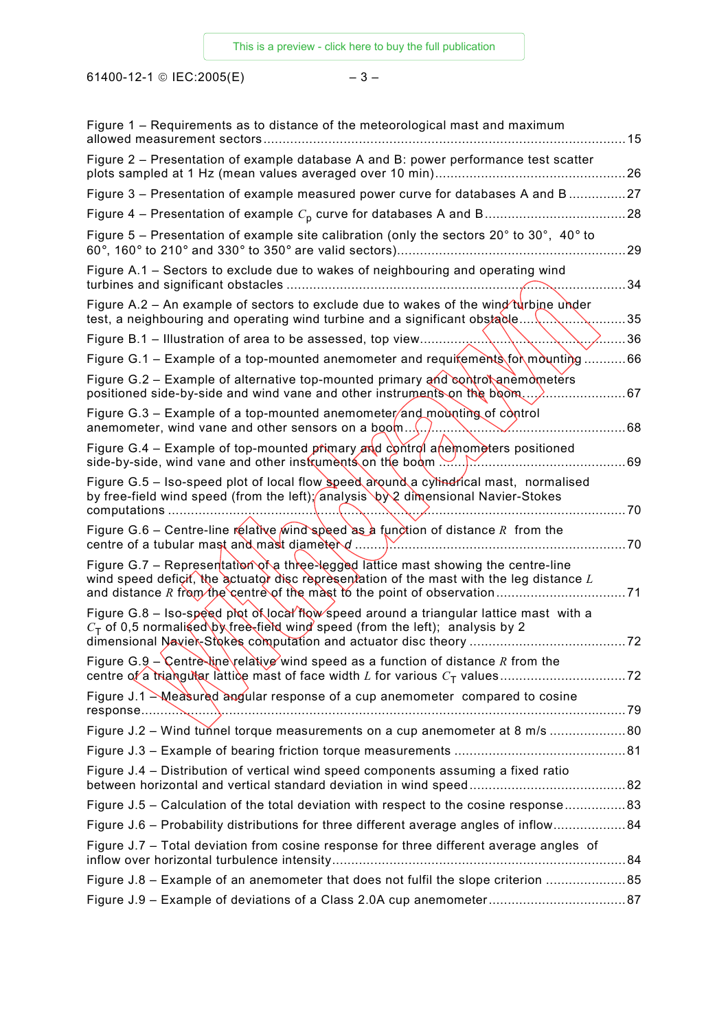Figure 1 – Requirements as to distance of the meteorological mast and maximum allowed measurement sectors ............................................................................................. 15

Figure 2 – Presentation of example database A and B: power performance test scatter plots sampled at 1 Hz (mean values averaged over 10 min)................................................. 26

Figure 3 – Presentation of example measured power curve for databases A and B ............... 27

Figure 4 – Presentation of example $C_p$ curve for databases A and B ..................................... 28

Figure 5 – Presentation of example site calibration (only the sectors 20° to 30°, 40° to 60°, 160° to 210° and 330° to 350° are valid sectors)........................................................... 29

Figure A.1 – Sectors to exclude due to wakes of neighbouring and operating wind turbines and significant obstacles ......................................................................................... 34

Figure A.2 – An example of sectors to exclude due to wakes of the wind turbine under test, a neighbouring and operating wind turbine and a significant obstacle............................. 35

Figure B.1 – Illustration of area to be assessed, top view...................................................... 36

Figure G.1 – Example of a top-mounted anemometer and requirements for mounting ........... 66

Figure G.2 – Example of alternative top-mounted primary and control anemometers positioned side-by-side and wind vane and other instruments on the boom......................... 67

Figure G.3 – Example of a top-mounted anemometer and mounting of control anemometer, wind vane and other sensors on a boom........................................................ 68

Figure G.4 – Example of top-mounted primary and control anemometers positioned side-by-side, wind vane and other instruments on the boom ................................................ 69

Figure G.5 – Iso-speed plot of local flow speed around a cylindrical mast, normalised by free-field wind speed (from the left); analysis by 2 dimensional Navier-Stokes computations ........................................................................................................................ 70

Figure G.6 – Centre-line relative wind speed as a function of distance $R$ from the centre of a tubular mast and mast diameter $d$ ................................................................... 70

Figure G.7 – Representation of a three-legged lattice mast showing the centre-line wind speed deficit, the actuator disc representation of the mast with the leg distance $L$ and distance $R$ from the centre of the mast to the point of observation................................. 71

Figure G.8 – Iso-speed plot of local flow speed around a triangular lattice mast with a $C_T$ of 0,5 normalised by free-field wind speed (from the left); analysis by 2 dimensional Navier-Stokes computation and actuator disc theory ......................................... 72

Figure G.9 – Centre-line relative wind speed as a function of distance $R$ from the centre of a triangular lattice mast of face width $L$ for various $C_T$ values................................ 72

Figure J.1 – Measured angular response of a cup anemometer compared to cosine response................................................................................................................................ 79

Figure J.2 – Wind tunnel torque measurements on a cup anemometer at 8 m/s .................... 80

Figure J.3 – Example of bearing friction torque measurements ............................................. 81

Figure J.4 – Distribution of vertical wind speed components assuming a fixed ratio between horizontal and vertical standard deviation in wind speed ........................................ 82

Figure J.5 – Calculation of the total deviation with respect to the cosine response................ 83

Figure J.6 – Probability distributions for three different average angles of inflow................... 84

Figure J.7 – Total deviation from cosine response for three different average angles of inflow over horizontal turbulence intensity............................................................................ 84

Figure J.8 – Example of an anemometer that does not fulfil the slope criterion ..................... 85

Figure J.9 – Example of deviations of a Class 2.0A cup anemometer.................................... 87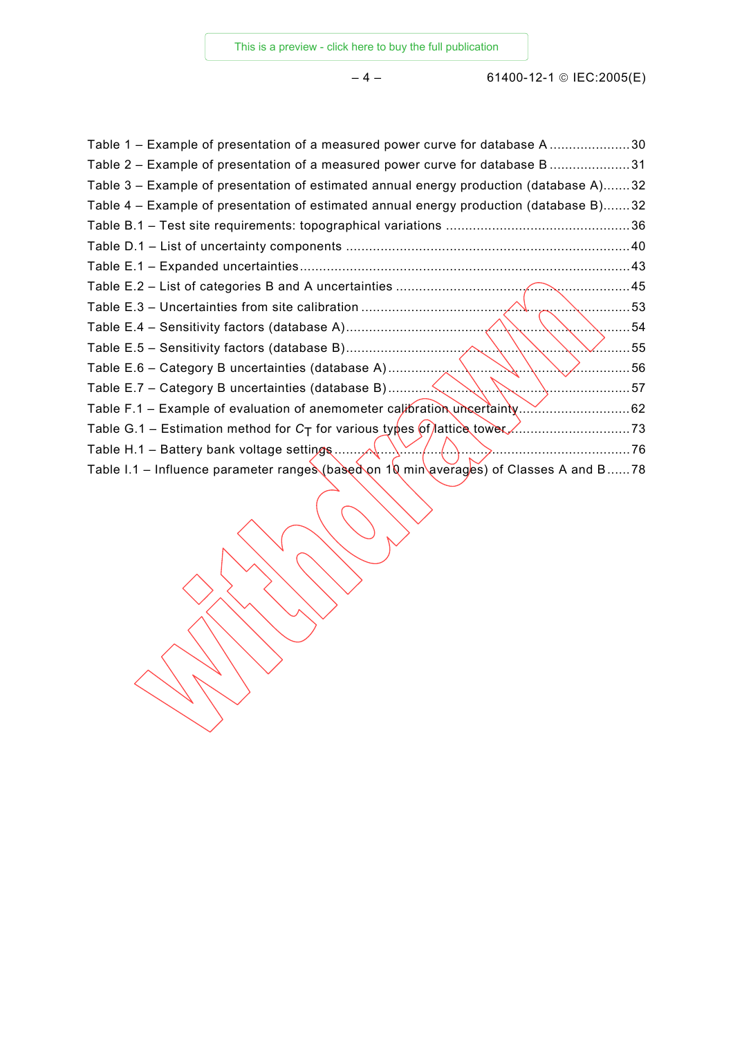Table 1 – Example of presentation of a measured power curve for database A .....................30
Table 2 – Example of presentation of a measured power curve for database B .....................31
Table 3 – Example of presentation of estimated annual energy production (database A).......32
Table 4 – Example of presentation of estimated annual energy production (database B).......32
Table B.1 – Test site requirements: topographical variations ................................................36
Table D.1 – List of uncertainty components .........................................................................40
Table E.1 – Expanded uncertainties.....................................................................................43
Table E.2 – List of categories B and A uncertainties .............................................................45
Table E.3 – Uncertainties from site calibration .....................................................................53
Table E.4 – Sensitivity factors (database A)..........................................................................54
Table E.5 – Sensitivity factors (database B)..........................................................................55
Table E.6 – Category B uncertainties (database A) ...............................................................56
Table E.7 – Category B uncertainties (database B) ...............................................................57
Table F.1 – Example of evaluation of anemometer calibration uncertainty.............................62
Table G.1 – Estimation method for $C_T$ for various types of lattice tower...............................73
Table H.1 – Battery bank voltage settings .............................................................................76
Table I.1 – Influence parameter ranges (based on 10 min averages) of Classes A and B......78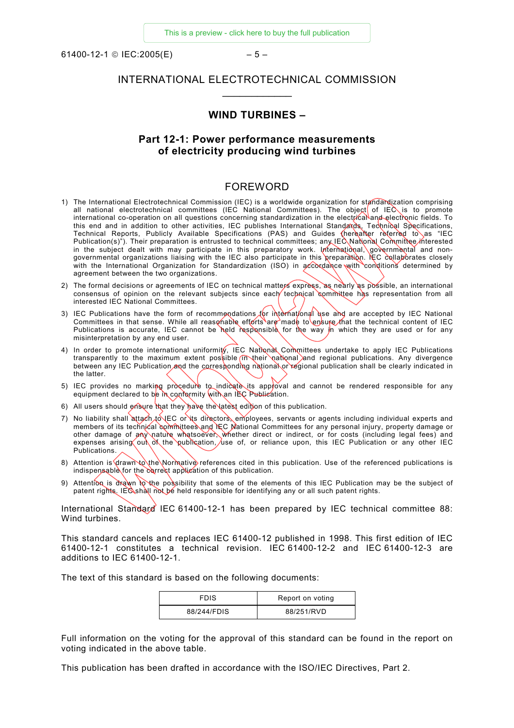# INTERNATIONAL ELECTROTECHNICAL COMMISSION

___________

## WIND TURBINES –

## Part 12-1: Power performance measurements of electricity producing wind turbines

## FOREWORD

1) The International Electrotechnical Commission (IEC) is a worldwide organization for standardization comprising all national electrotechnical committees (IEC National Committees). The object of IEC is to promote international co-operation on all questions concerning standardization in the electrical and electronic fields. To this end and in addition to other activities, IEC publishes International Standards, Technical Specifications, Technical Reports, Publicly Available Specifications (PAS) and Guides (hereafter referred to as "IEC Publication(s)"). Their preparation is entrusted to technical committees; any IEC National Committee interested in the subject dealt with may participate in this preparatory work. International, governmental and non-governmental organizations liaising with the IEC also participate in this preparation. IEC collaborates closely with the International Organization for Standardization (ISO) in accordance with conditions determined by agreement between the two organizations.
2) The formal decisions or agreements of IEC on technical matters express, as nearly as possible, an international consensus of opinion on the relevant subjects since each technical committee has representation from all interested IEC National Committees.
3) IEC Publications have the form of recommendations for international use and are accepted by IEC National Committees in that sense. While all reasonable efforts are made to ensure that the technical content of IEC Publications is accurate, IEC cannot be held responsible for the way in which they are used or for any misinterpretation by any end user.
4) In order to promote international uniformity, IEC National Committees undertake to apply IEC Publications transparently to the maximum extent possible in their national and regional publications. Any divergence between any IEC Publication and the corresponding national or regional publication shall be clearly indicated in the latter.
5) IEC provides no marking procedure to indicate its approval and cannot be rendered responsible for any equipment declared to be in conformity with an IEC Publication.
6) All users should ensure that they have the latest edition of this publication.
7) No liability shall attach to IEC or its directors, employees, servants or agents including individual experts and members of its technical committees and IEC National Committees for any personal injury, property damage or other damage of any nature whatsoever, whether direct or indirect, or for costs (including legal fees) and expenses arising out of the publication, use of, or reliance upon, this IEC Publication or any other IEC Publications.
8) Attention is drawn to the Normative references cited in this publication. Use of the referenced publications is indispensable for the correct application of this publication.
9) Attention is drawn to the possibility that some of the elements of this IEC Publication may be the subject of patent rights. IEC shall not be held responsible for identifying any or all such patent rights.

International Standard IEC 61400-12-1 has been prepared by IEC technical committee 88: Wind turbines.

This standard cancels and replaces IEC 61400-12 published in 1998. This first edition of IEC 61400-12-1 constitutes a technical revision. IEC 61400-12-2 and IEC 61400-12-3 are additions to IEC 61400-12-1.

The text of this standard is based on the following documents:

| FDIS | Report on voting |
|---|---|
| 88/244/FDIS | 88/251/RVD |

Full information on the voting for the approval of this standard can be found in the report on voting indicated in the above table.

This publication has been drafted in accordance with the ISO/IEC Directives, Part 2.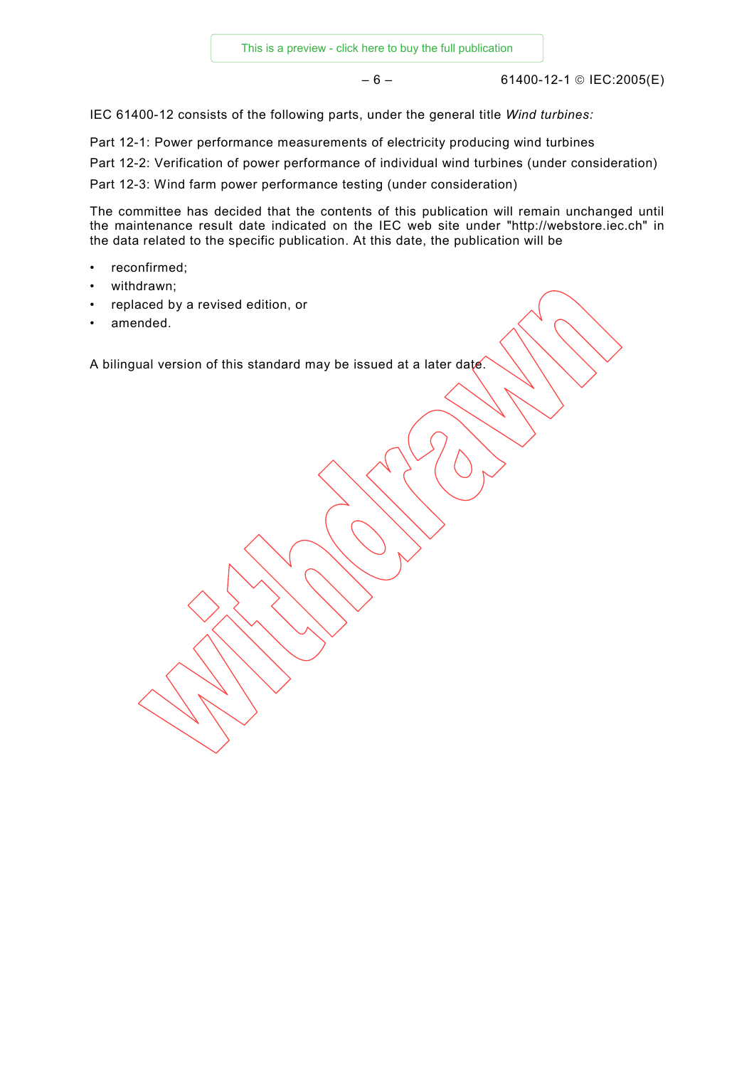IEC 61400-12 consists of the following parts, under the general title *Wind turbines:*

Part 12-1: Power performance measurements of electricity producing wind turbines

Part 12-2: Verification of power performance of individual wind turbines (under consideration)

Part 12-3: Wind farm power performance testing (under consideration)

The committee has decided that the contents of this publication will remain unchanged until the maintenance result date indicated on the IEC web site under "http://webstore.iec.ch" in the data related to the specific publication. At this date, the publication will be

- reconfirmed;
- withdrawn;
- replaced by a revised edition, or
- amended.

A bilingual version of this standard may be issued at a later date.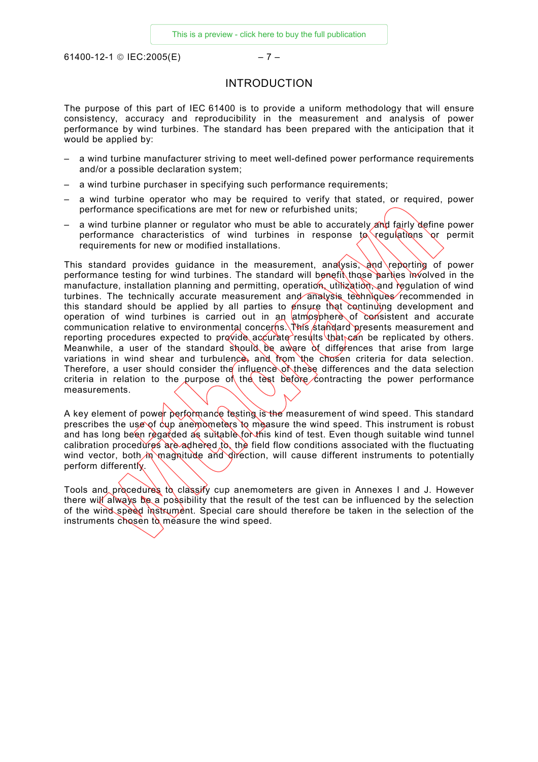# INTRODUCTION

The purpose of this part of IEC 61400 is to provide a uniform methodology that will ensure consistency, accuracy and reproducibility in the measurement and analysis of power performance by wind turbines. The standard has been prepared with the anticipation that it would be applied by:

– a wind turbine manufacturer striving to meet well-defined power performance requirements and/or a possible declaration system;

– a wind turbine purchaser in specifying such performance requirements;

– a wind turbine operator who may be required to verify that stated, or required, power performance specifications are met for new or refurbished units;

– a wind turbine planner or regulator who must be able to accurately and fairly define power performance characteristics of wind turbines in response to regulations or permit requirements for new or modified installations.

This standard provides guidance in the measurement, analysis, and reporting of power performance testing for wind turbines. The standard will benefit those parties involved in the manufacture, installation planning and permitting, operation, utilization, and regulation of wind turbines. The technically accurate measurement and analysis techniques recommended in this standard should be applied by all parties to ensure that continuing development and operation of wind turbines is carried out in an atmosphere of consistent and accurate communication relative to environmental concerns. This standard presents measurement and reporting procedures expected to provide accurate results that can be replicated by others. Meanwhile, a user of the standard should be aware of differences that arise from large variations in wind shear and turbulence, and from the chosen criteria for data selection. Therefore, a user should consider the influence of these differences and the data selection criteria in relation to the purpose of the test before contracting the power performance measurements.

A key element of power performance testing is the measurement of wind speed. This standard prescribes the use of cup anemometers to measure the wind speed. This instrument is robust and has long been regarded as suitable for this kind of test. Even though suitable wind tunnel calibration procedures are adhered to, the field flow conditions associated with the fluctuating wind vector, both in magnitude and direction, will cause different instruments to potentially perform differently.

Tools and procedures to classify cup anemometers are given in Annexes I and J. However there will always be a possibility that the result of the test can be influenced by the selection of the wind speed instrument. Special care should therefore be taken in the selection of the instruments chosen to measure the wind speed.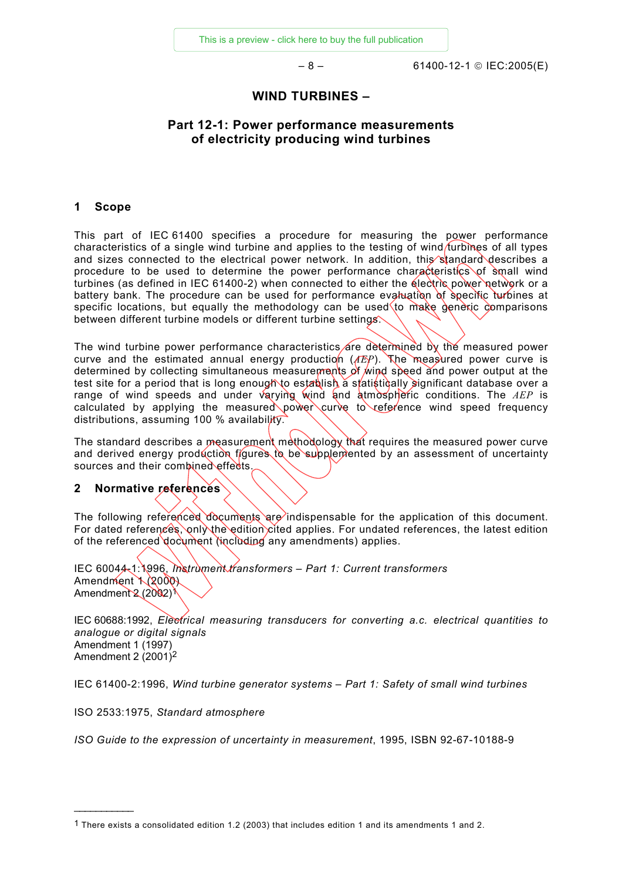# WIND TURBINES –

## Part 12-1: Power performance measurements of electricity producing wind turbines

## 1 Scope

This part of IEC 61400 specifies a procedure for measuring the power performance characteristics of a single wind turbine and applies to the testing of wind turbines of all types and sizes connected to the electrical power network. In addition, this standard describes a procedure to be used to determine the power performance characteristics of small wind turbines (as defined in IEC 61400-2) when connected to either the electric power network or a battery bank. The procedure can be used for performance evaluation of specific turbines at specific locations, but equally the methodology can be used to make generic comparisons between different turbine models or different turbine settings.

The wind turbine power performance characteristics are determined by the measured power curve and the estimated annual energy production ($AEP$). The measured power curve is determined by collecting simultaneous measurements of wind speed and power output at the test site for a period that is long enough to establish a statistically significant database over a range of wind speeds and under varying wind and atmospheric conditions. The $AEP$ is calculated by applying the measured power curve to reference wind speed frequency distributions, assuming 100 % availability.

The standard describes a measurement methodology that requires the measured power curve and derived energy production figures to be supplemented by an assessment of uncertainty sources and their combined effects.

## 2 Normative references

The following referenced documents are indispensable for the application of this document. For dated references, only the edition cited applies. For undated references, the latest edition of the referenced document (including any amendments) applies.

IEC 60044-1:1996, *Instrument transformers – Part 1: Current transformers*
Amendment 1 (2000)
Amendment 2 (2002)[1]

IEC 60688:1992, *Electrical measuring transducers for converting a.c. electrical quantities to analogue or digital signals*
Amendment 1 (1997)
Amendment 2 (2001)[2]

IEC 61400-2:1996, *Wind turbine generator systems – Part 1: Safety of small wind turbines*

ISO 2533:1975, *Standard atmosphere*

*ISO Guide to the expression of uncertainty in measurement*, 1995, ISBN 92-67-10188-9

---

[1] There exists a consolidated edition 1.2 (2003) that includes edition 1 and its amendments 1 and 2.